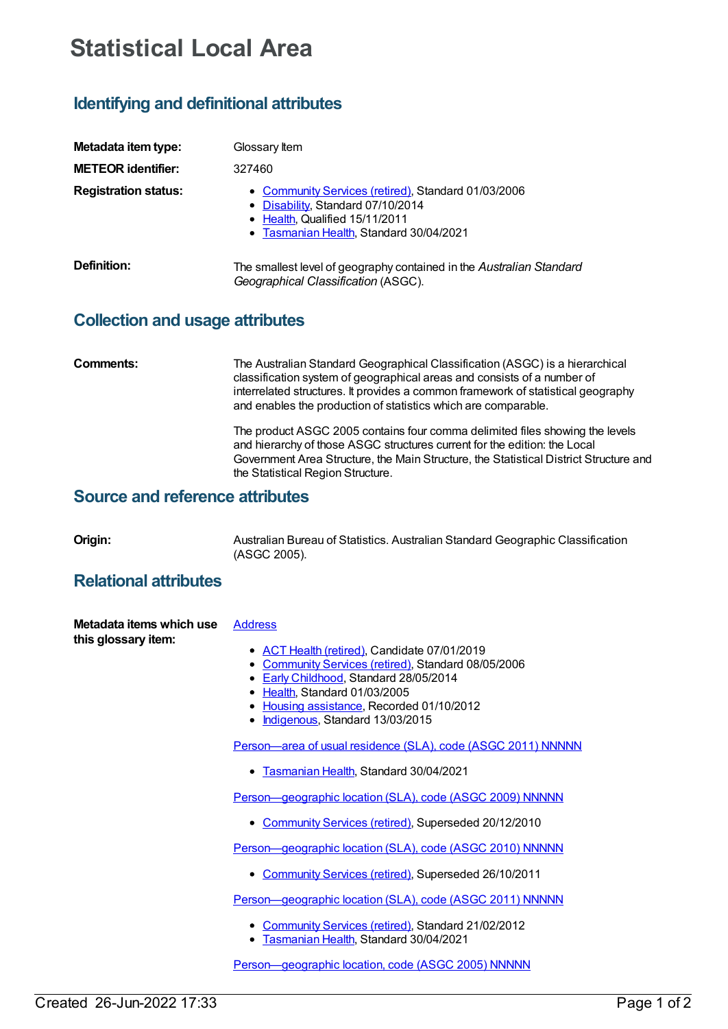# Statistical Local Area

## Identifying and definitional attributes

**Metadata item type:** Glossary Item

**METEOR identifier:** 327460

**Registration status:**

- Community Services (retired), Standard 01/03/2006
- Disability, Standard 07/10/2014
- Health, Qualified 15/11/2011
- Tasmanian Health, Standard 30/04/2021

**Definition:** The smallest level of geography contained in the *Australian Standard Geographical Classification* (ASGC).

## Collection and usage attributes

**Comments:** The Australian Standard Geographical Classification (ASGC) is a hierarchical classification system of geographical areas and consists of a number of interrelated structures. It provides a common framework of statistical geography and enables the production of statistics which are comparable.

The product ASGC 2005 contains four comma delimited files showing the levels and hierarchy of those ASGC structures current for the edition: the Local Government Area Structure, the Main Structure, the Statistical District Structure and the Statistical Region Structure.

## Source and reference attributes

**Origin:** Australian Bureau of Statistics. Australian Standard Geographic Classification (ASGC 2005).

## Relational attributes

**Metadata items which use this glossary item:**

Address

- ACT Health (retired), Candidate 07/01/2019
- Community Services (retired), Standard 08/05/2006
- Early Childhood, Standard 28/05/2014
- Health, Standard 01/03/2005
- Housing assistance, Recorded 01/10/2012
- Indigenous, Standard 13/03/2015

Person—area of usual residence (SLA), code (ASGC 2011) NNNNN

- Tasmanian Health, Standard 30/04/2021

Person—geographic location (SLA), code (ASGC 2009) NNNNN

- Community Services (retired), Superseded 20/12/2010

Person—geographic location (SLA), code (ASGC 2010) NNNNN

- Community Services (retired), Superseded 26/10/2011

Person—geographic location (SLA), code (ASGC 2011) NNNNN

- Community Services (retired), Standard 21/02/2012
- Tasmanian Health, Standard 30/04/2021

Person—geographic location, code (ASGC 2005) NNNNN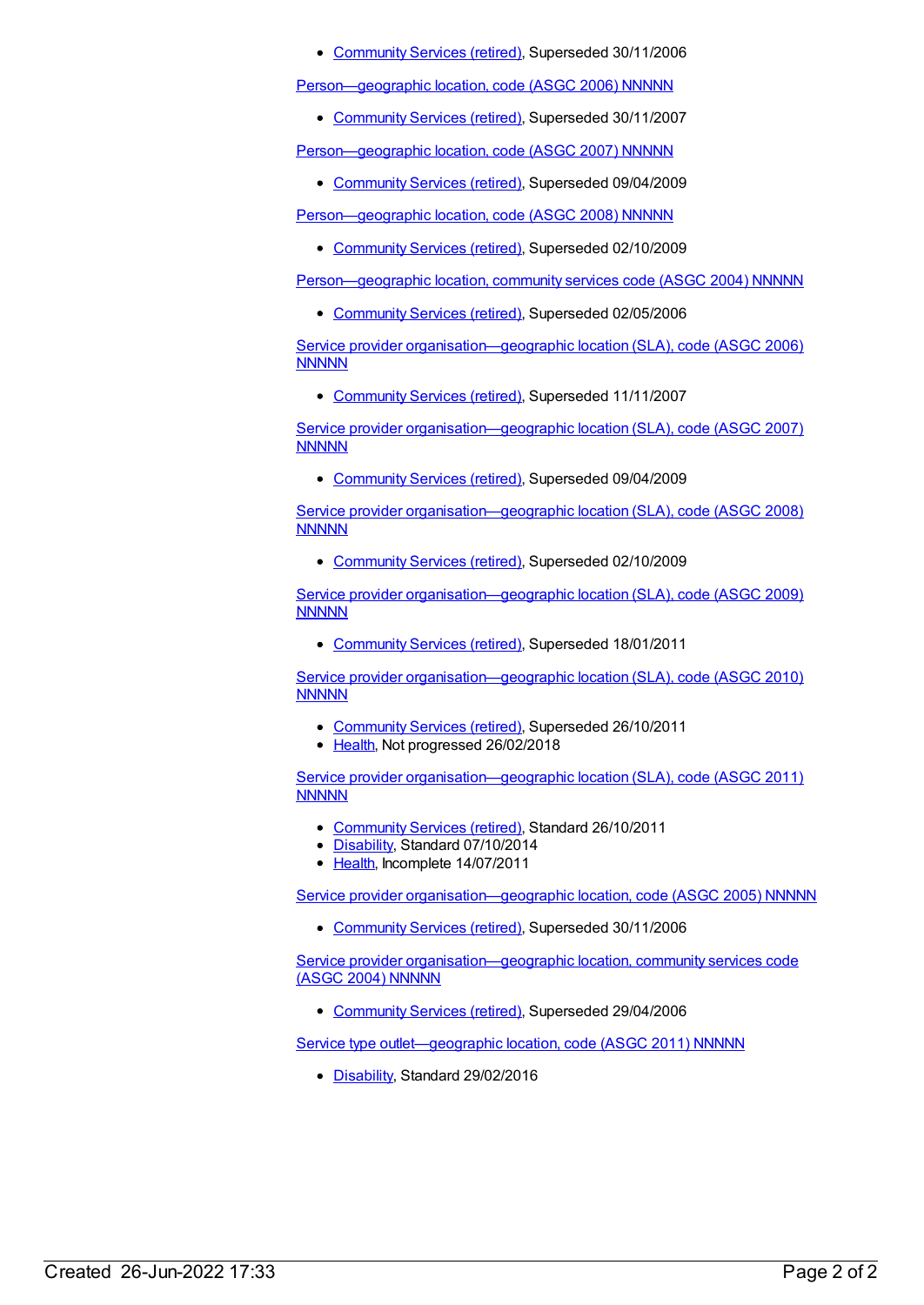- Community Services (retired), Superseded 30/11/2006

Person—geographic location, code (ASGC 2006) NNNNN

- Community Services (retired), Superseded 30/11/2007

Person—geographic location, code (ASGC 2007) NNNNN

- Community Services (retired), Superseded 09/04/2009

Person—geographic location, code (ASGC 2008) NNNNN

- Community Services (retired), Superseded 02/10/2009

Person—geographic location, community services code (ASGC 2004) NNNNN

- Community Services (retired), Superseded 02/05/2006

Service provider organisation—geographic location (SLA), code (ASGC 2006) NNNNN

- Community Services (retired), Superseded 11/11/2007

Service provider organisation—geographic location (SLA), code (ASGC 2007) NNNNN

- Community Services (retired), Superseded 09/04/2009

Service provider organisation—geographic location (SLA), code (ASGC 2008) NNNNN

- Community Services (retired), Superseded 02/10/2009

Service provider organisation—geographic location (SLA), code (ASGC 2009) NNNNN

- Community Services (retired), Superseded 18/01/2011

Service provider organisation—geographic location (SLA), code (ASGC 2010) NNNNN

- Community Services (retired), Superseded 26/10/2011
- Health, Not progressed 26/02/2018

Service provider organisation—geographic location (SLA), code (ASGC 2011) NNNNN

- Community Services (retired), Standard 26/10/2011
- Disability, Standard 07/10/2014
- Health, Incomplete 14/07/2011

Service provider organisation—geographic location, code (ASGC 2005) NNNNN

- Community Services (retired), Superseded 30/11/2006

Service provider organisation—geographic location, community services code (ASGC 2004) NNNNN

- Community Services (retired), Superseded 29/04/2006

Service type outlet—geographic location, code (ASGC 2011) NNNNN

- Disability, Standard 29/02/2016